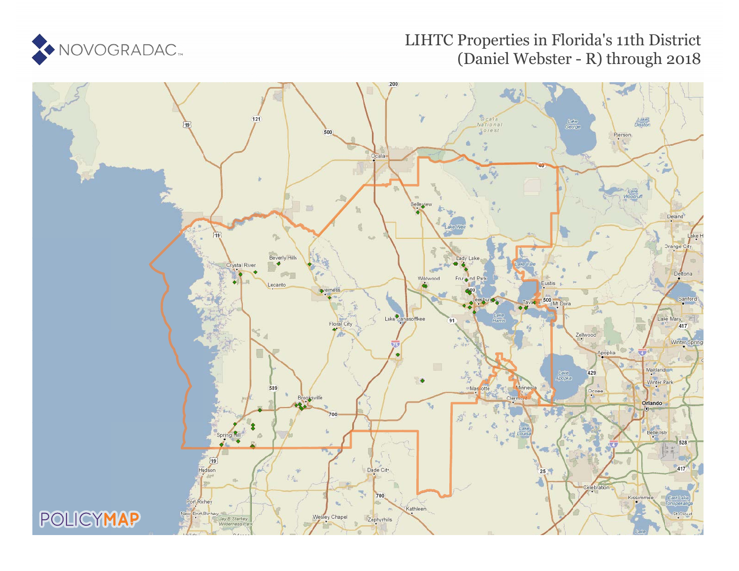NOVOGRADAC

# LIHTC Properties in Florida's 11th District (Daniel Webster - R) through 2018

POLICYMAP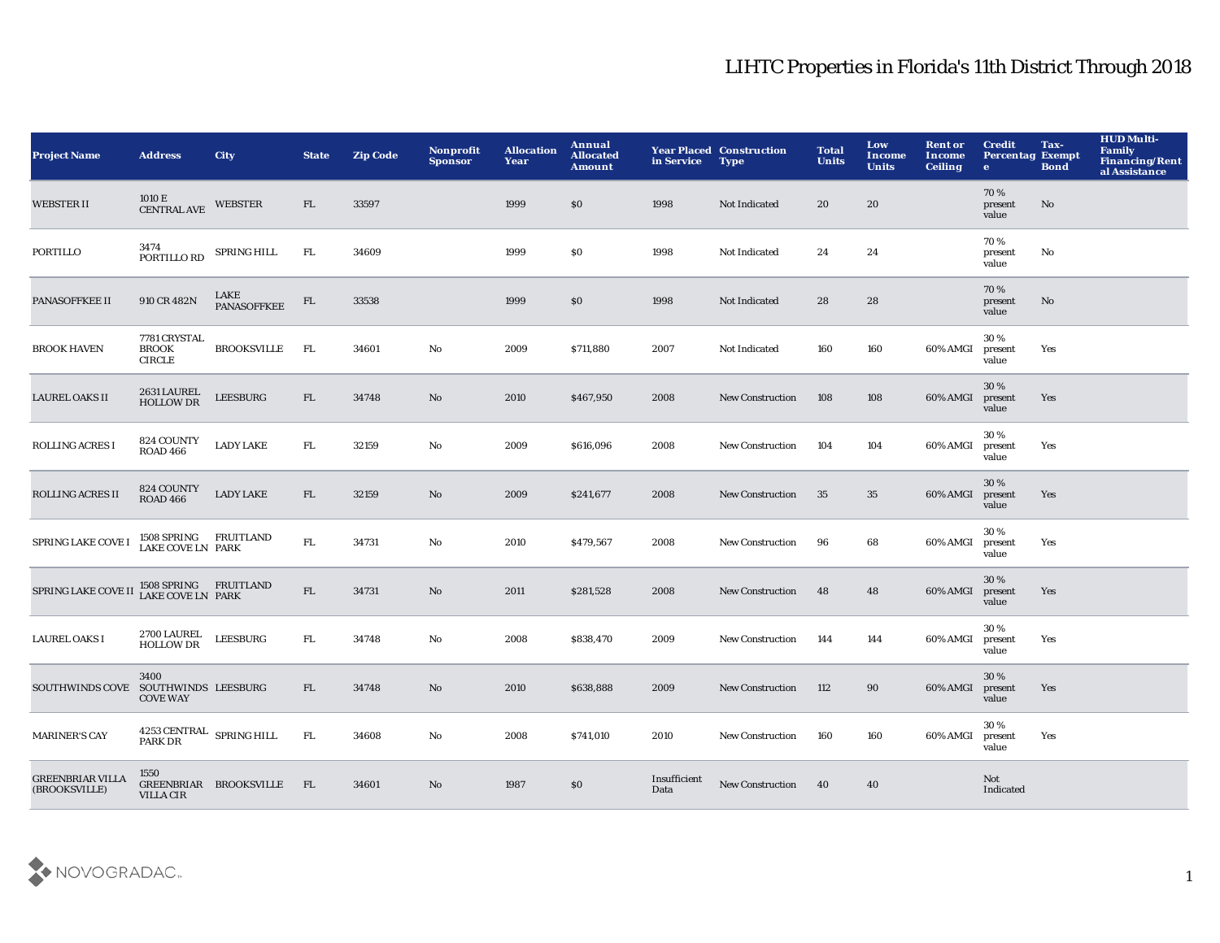# LIHTC Properties in Florida's 11th District Through 2018

| Project Name | Address | City | State | Zip Code | Nonprofit Sponsor | Allocation Year | Annual Allocated Amount | Year Placed in Service | Construction Type | Total Units | Low Income Units | Rent or Income Ceiling | Credit Percentage | Tax-Exempt Bond | HUD Multi-Family Financing/Rental Assistance |
|---|---|---|---|---|---|---|---|---|---|---|---|---|---|---|---|
| WEBSTER II | 1010 E CENTRAL AVE | WEBSTER | FL | 33597 | | 1999 | $0 | 1998 | Not Indicated | 20 | 20 | | 70 % present value | No | |
| PORTILLO | 3474 PORTILLO RD | SPRING HILL | FL | 34609 | | 1999 | $0 | 1998 | Not Indicated | 24 | 24 | | 70 % present value | No | |
| PANASOFFKEE II | 910 CR 482N | LAKE PANASOFFKEE | FL | 33538 | | 1999 | $0 | 1998 | Not Indicated | 28 | 28 | | 70 % present value | No | |
| BROOK HAVEN | 7781 CRYSTAL BROOK CIRCLE | BROOKSVILLE | FL | 34601 | No | 2009 | $711,880 | 2007 | Not Indicated | 160 | 160 | 60% AMGI | 30 % present value | Yes | |
| LAUREL OAKS II | 2631 LAUREL HOLLOW DR | LEESBURG | FL | 34748 | No | 2010 | $467,950 | 2008 | New Construction | 108 | 108 | 60% AMGI | 30 % present value | Yes | |
| ROLLING ACRES I | 824 COUNTY ROAD 466 | LADY LAKE | FL | 32159 | No | 2009 | $616,096 | 2008 | New Construction | 104 | 104 | 60% AMGI | 30 % present value | Yes | |
| ROLLING ACRES II | 824 COUNTY ROAD 466 | LADY LAKE | FL | 32159 | No | 2009 | $241,677 | 2008 | New Construction | 35 | 35 | 60% AMGI | 30 % present value | Yes | |
| SPRING LAKE COVE I | 1508 SPRING LAKE COVE LN | FRUITLAND PARK | FL | 34731 | No | 2010 | $479,567 | 2008 | New Construction | 96 | 68 | 60% AMGI | 30 % present value | Yes | |
| SPRING LAKE COVE II | 1508 SPRING LAKE COVE LN | FRUITLAND PARK | FL | 34731 | No | 2011 | $281,528 | 2008 | New Construction | 48 | 48 | 60% AMGI | 30 % present value | Yes | |
| LAUREL OAKS I | 2700 LAUREL HOLLOW DR | LEESBURG | FL | 34748 | No | 2008 | $838,470 | 2009 | New Construction | 144 | 144 | 60% AMGI | 30 % present value | Yes | |
| SOUTHWINDS COVE | 3400 SOUTHWINDS COVE WAY | LEESBURG | FL | 34748 | No | 2010 | $638,888 | 2009 | New Construction | 112 | 90 | 60% AMGI | 30 % present value | Yes | |
| MARINER'S CAY | 4253 CENTRAL PARK DR | SPRING HILL | FL | 34608 | No | 2008 | $741,010 | 2010 | New Construction | 160 | 160 | 60% AMGI | 30 % present value | Yes | |
| GREENBRIAR VILLA (BROOKSVILLE) | 1550 GREENBRIAR VILLA CIR | BROOKSVILLE | FL | 34601 | No | 1987 | $0 | Insufficient Data | New Construction | 40 | 40 | | Not Indicated | | |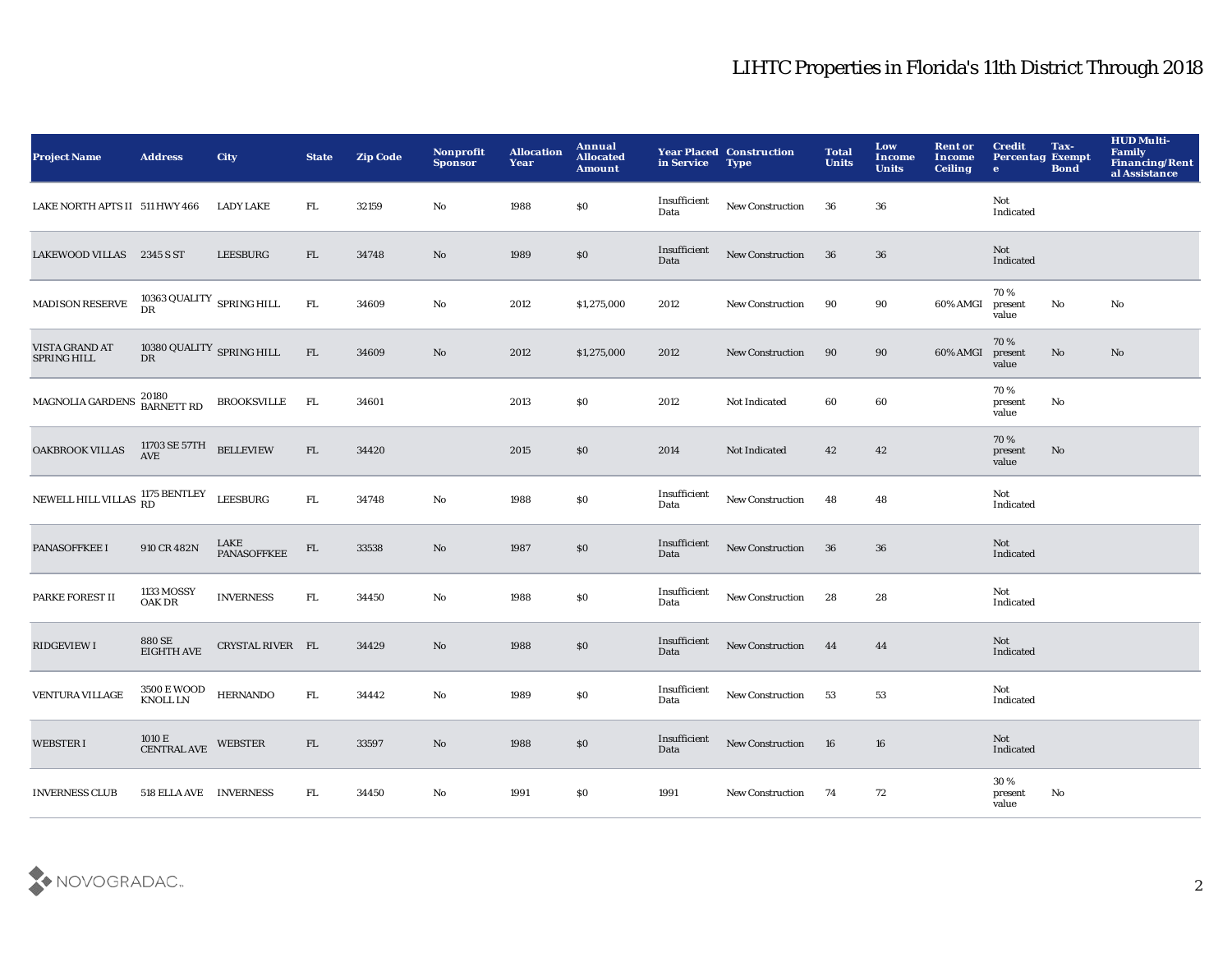# LIHTC Properties in Florida's 11th District Through 2018

| Project Name | Address | City | State | Zip Code | Nonprofit Sponsor | Allocation Year | Annual Allocated Amount | Year Placed in Service | Construction Type | Total Units | Low Income Units | Rent or Income Ceiling | Credit Percentage | Tax-Exempt Bond | HUD Multi-Family Financing/Rental Assistance |
|---|---|---|---|---|---|---|---|---|---|---|---|---|---|---|---|
| LAKE NORTH APTS II | 511 HWY 466 | LADY LAKE | FL | 32159 | No | 1988 | $0 | Insufficient Data | New Construction | 36 | 36 | | Not Indicated | | |
| LAKEWOOD VILLAS | 2345 S ST | LEESBURG | FL | 34748 | No | 1989 | $0 | Insufficient Data | New Construction | 36 | 36 | | Not Indicated | | |
| MADISON RESERVE | 10363 QUALITY DR | SPRING HILL | FL | 34609 | No | 2012 | $1,275,000 | 2012 | New Construction | 90 | 90 | 60% AMGI | 70 % present value | No | No |
| VISTA GRAND AT SPRING HILL | 10380 QUALITY DR | SPRING HILL | FL | 34609 | No | 2012 | $1,275,000 | 2012 | New Construction | 90 | 90 | 60% AMGI | 70 % present value | No | No |
| MAGNOLIA GARDENS | 20180 BARNETT RD | BROOKSVILLE | FL | 34601 | | 2013 | $0 | 2012 | Not Indicated | 60 | 60 | | 70 % present value | No | |
| OAKBROOK VILLAS | 11703 SE 57TH AVE | BELLEVIEW | FL | 34420 | | 2015 | $0 | 2014 | Not Indicated | 42 | 42 | | 70 % present value | No | |
| NEWELL HILL VILLAS | 1175 BENTLEY RD | LEESBURG | FL | 34748 | No | 1988 | $0 | Insufficient Data | New Construction | 48 | 48 | | Not Indicated | | |
| PANASOFFKEE I | 910 CR 482N | LAKE PANASOFFKEE | FL | 33538 | No | 1987 | $0 | Insufficient Data | New Construction | 36 | 36 | | Not Indicated | | |
| PARKE FOREST II | 1133 MOSSY OAK DR | INVERNESS | FL | 34450 | No | 1988 | $0 | Insufficient Data | New Construction | 28 | 28 | | Not Indicated | | |
| RIDGEVIEW I | 880 SE EIGHTH AVE | CRYSTAL RIVER | FL | 34429 | No | 1988 | $0 | Insufficient Data | New Construction | 44 | 44 | | Not Indicated | | |
| VENTURA VILLAGE | 3500 E WOOD KNOLL LN | HERNANDO | FL | 34442 | No | 1989 | $0 | Insufficient Data | New Construction | 53 | 53 | | Not Indicated | | |
| WEBSTER I | 1010 E CENTRAL AVE | WEBSTER | FL | 33597 | No | 1988 | $0 | Insufficient Data | New Construction | 16 | 16 | | Not Indicated | | |
| INVERNESS CLUB | 518 ELLA AVE | INVERNESS | FL | 34450 | No | 1991 | $0 | 1991 | New Construction | 74 | 72 | | 30 % present value | No | |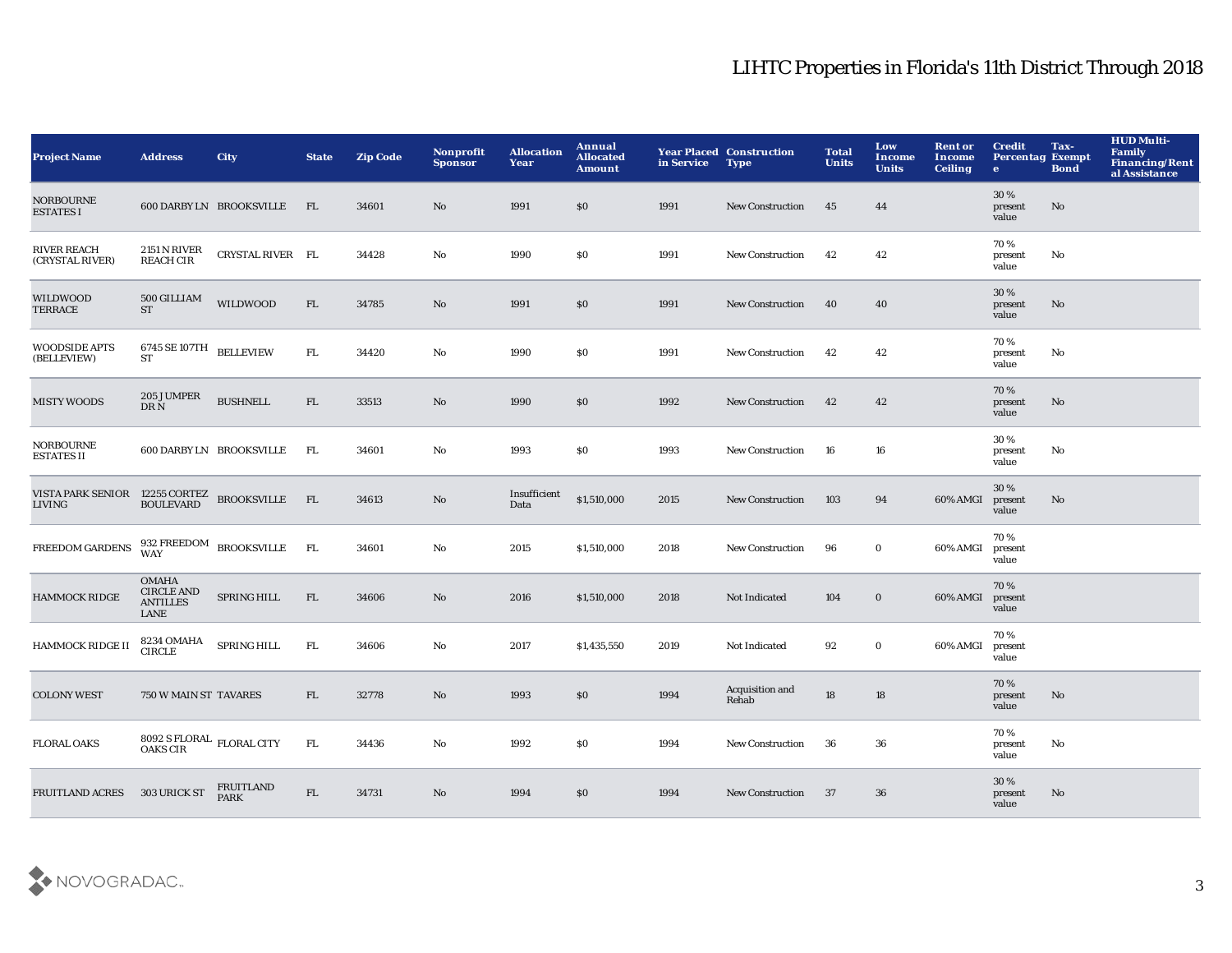## LIHTC Properties in Florida's 11th District Through 2018

| Project Name | Address | City | State | Zip Code | Nonprofit Sponsor | Allocation Year | Annual Allocated Amount | Year Placed in Service | Construction Type | Total Units | Low Income Units | Rent or Income Ceiling | Credit Percentage | Tax-Exempt Bond | HUD Multi-Family Financing/Rental Assistance |
|---|---|---|---|---|---|---|---|---|---|---|---|---|---|---|---|
| NORBOURNE ESTATES I | 600 DARBY LN | BROOKSVILLE | FL | 34601 | No | 1991 | $0 | 1991 | New Construction | 45 | 44 | | 30 % present value | No | |
| RIVER REACH (CRYSTAL RIVER) | 2151 N RIVER REACH CIR | CRYSTAL RIVER | FL | 34428 | No | 1990 | $0 | 1991 | New Construction | 42 | 42 | | 70 % present value | No | |
| WILDWOOD TERRACE | 500 GILLIAM ST | WILDWOOD | FL | 34785 | No | 1991 | $0 | 1991 | New Construction | 40 | 40 | | 30 % present value | No | |
| WOODSIDE APTS (BELLEVIEW) | 6745 SE 107TH ST | BELLEVIEW | FL | 34420 | No | 1990 | $0 | 1991 | New Construction | 42 | 42 | | 70 % present value | No | |
| MISTY WOODS | 205 JUMPER DR N | BUSHNELL | FL | 33513 | No | 1990 | $0 | 1992 | New Construction | 42 | 42 | | 70 % present value | No | |
| NORBOURNE ESTATES II | 600 DARBY LN | BROOKSVILLE | FL | 34601 | No | 1993 | $0 | 1993 | New Construction | 16 | 16 | | 30 % present value | No | |
| VISTA PARK SENIOR LIVING | 12255 CORTEZ BOULEVARD | BROOKSVILLE | FL | 34613 | No | Insufficient Data | $1,510,000 | 2015 | New Construction | 103 | 94 | 60% AMGI | 30 % present value | No | |
| FREEDOM GARDENS | 932 FREEDOM WAY | BROOKSVILLE | FL | 34601 | No | 2015 | $1,510,000 | 2018 | New Construction | 96 | 0 | 60% AMGI | 70 % present value | | |
| HAMMOCK RIDGE | OMAHA CIRCLE AND ANTILLES LANE | SPRING HILL | FL | 34606 | No | 2016 | $1,510,000 | 2018 | Not Indicated | 104 | 0 | 60% AMGI | 70 % present value | | |
| HAMMOCK RIDGE II | 8234 OMAHA CIRCLE | SPRING HILL | FL | 34606 | No | 2017 | $1,435,550 | 2019 | Not Indicated | 92 | 0 | 60% AMGI | 70 % present value | | |
| COLONY WEST | 750 W MAIN ST | TAVARES | FL | 32778 | No | 1993 | $0 | 1994 | Acquisition and Rehab | 18 | 18 | | 70 % present value | No | |
| FLORAL OAKS | 8092 S FLORAL OAKS CIR | FLORAL CITY | FL | 34436 | No | 1992 | $0 | 1994 | New Construction | 36 | 36 | | 70 % present value | No | |
| FRUITLAND ACRES | 303 URICK ST | FRUITLAND PARK | FL | 34731 | No | 1994 | $0 | 1994 | New Construction | 37 | 36 | | 30 % present value | No | |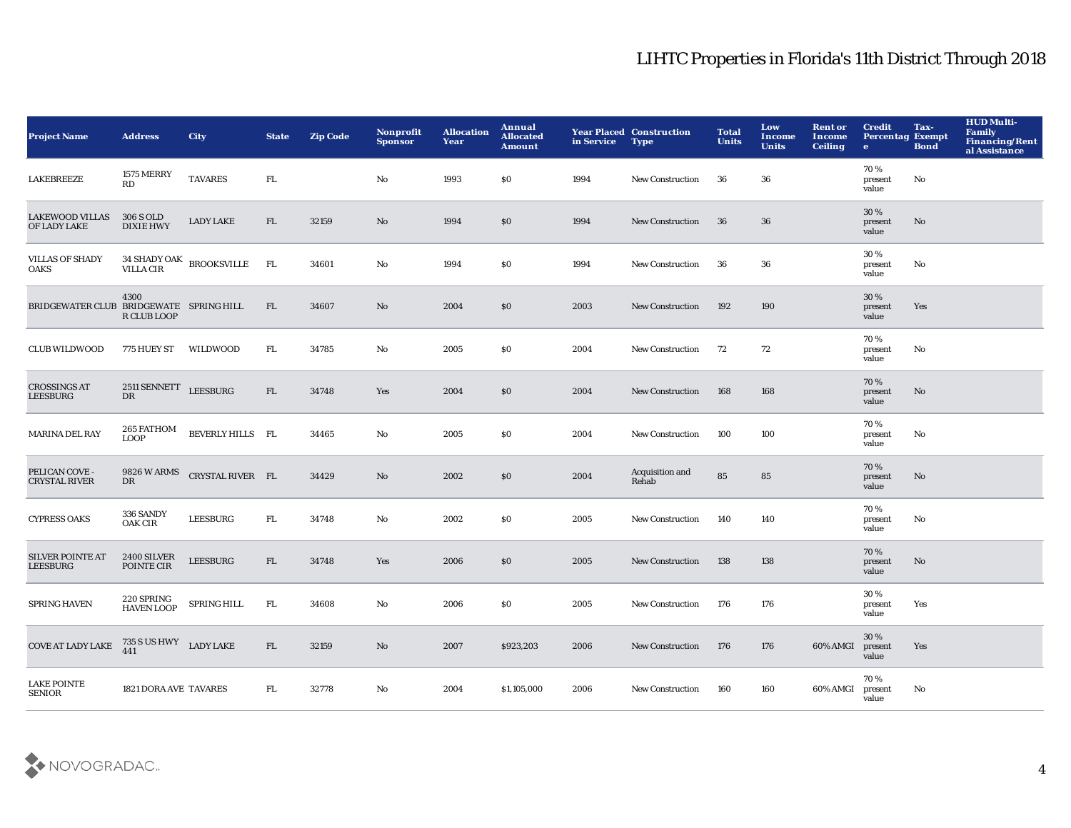# LIHTC Properties in Florida's 11th District Through 2018

| Project Name | Address | City | State | Zip Code | Nonprofit Sponsor | Allocation Year | Annual Allocated Amount | Year Placed in Service | Construction Type | Total Units | Low Income Units | Rent or Income Ceiling | Credit Percentage | Tax-Exempt Bond | HUD Multi-Family Financing/Rental Assistance |
|---|---|---|---|---|---|---|---|---|---|---|---|---|---|---|---|
| LAKEBREEZE | 1575 MERRY RD | TAVARES | FL | | No | 1993 | $0 | 1994 | New Construction | 36 | 36 | | 70 % present value | No | |
| LAKEWOOD VILLAS OF LADY LAKE | 306 S OLD DIXIE HWY | LADY LAKE | FL | 32159 | No | 1994 | $0 | 1994 | New Construction | 36 | 36 | | 30 % present value | No | |
| VILLAS OF SHADY OAKS | 34 SHADY OAK VILLA CIR | BROOKSVILLE | FL | 34601 | No | 1994 | $0 | 1994 | New Construction | 36 | 36 | | 30 % present value | No | |
| BRIDGEWATER CLUB | 4300 BRIDGEWATER CLUB LOOP | SPRING HILL | FL | 34607 | No | 2004 | $0 | 2003 | New Construction | 192 | 190 | | 30 % present value | Yes | |
| CLUB WILDWOOD | 775 HUEY ST | WILDWOOD | FL | 34785 | No | 2005 | $0 | 2004 | New Construction | 72 | 72 | | 70 % present value | No | |
| CROSSINGS AT LEESBURG | 2511 SENNETT DR | LEESBURG | FL | 34748 | Yes | 2004 | $0 | 2004 | New Construction | 168 | 168 | | 70 % present value | No | |
| MARINA DEL RAY | 265 FATHOM LOOP | BEVERLY HILLS | FL | 34465 | No | 2005 | $0 | 2004 | New Construction | 100 | 100 | | 70 % present value | No | |
| PELICAN COVE - CRYSTAL RIVER | 9826 W ARMS DR | CRYSTAL RIVER | FL | 34429 | No | 2002 | $0 | 2004 | Acquisition and Rehab | 85 | 85 | | 70 % present value | No | |
| CYPRESS OAKS | 336 SANDY OAK CIR | LEESBURG | FL | 34748 | No | 2002 | $0 | 2005 | New Construction | 140 | 140 | | 70 % present value | No | |
| SILVER POINTE AT LEESBURG | 2400 SILVER POINTE CIR | LEESBURG | FL | 34748 | Yes | 2006 | $0 | 2005 | New Construction | 138 | 138 | | 70 % present value | No | |
| SPRING HAVEN | 220 SPRING HAVEN LOOP | SPRING HILL | FL | 34608 | No | 2006 | $0 | 2005 | New Construction | 176 | 176 | | 30 % present value | Yes | |
| COVE AT LADY LAKE | 735 S US HWY 441 | LADY LAKE | FL | 32159 | No | 2007 | $923,203 | 2006 | New Construction | 176 | 176 | 60% AMGI | 30 % present value | Yes | |
| LAKE POINTE SENIOR | 1821 DORA AVE | TAVARES | FL | 32778 | No | 2004 | $1,105,000 | 2006 | New Construction | 160 | 160 | 60% AMGI | 70 % present value | No | |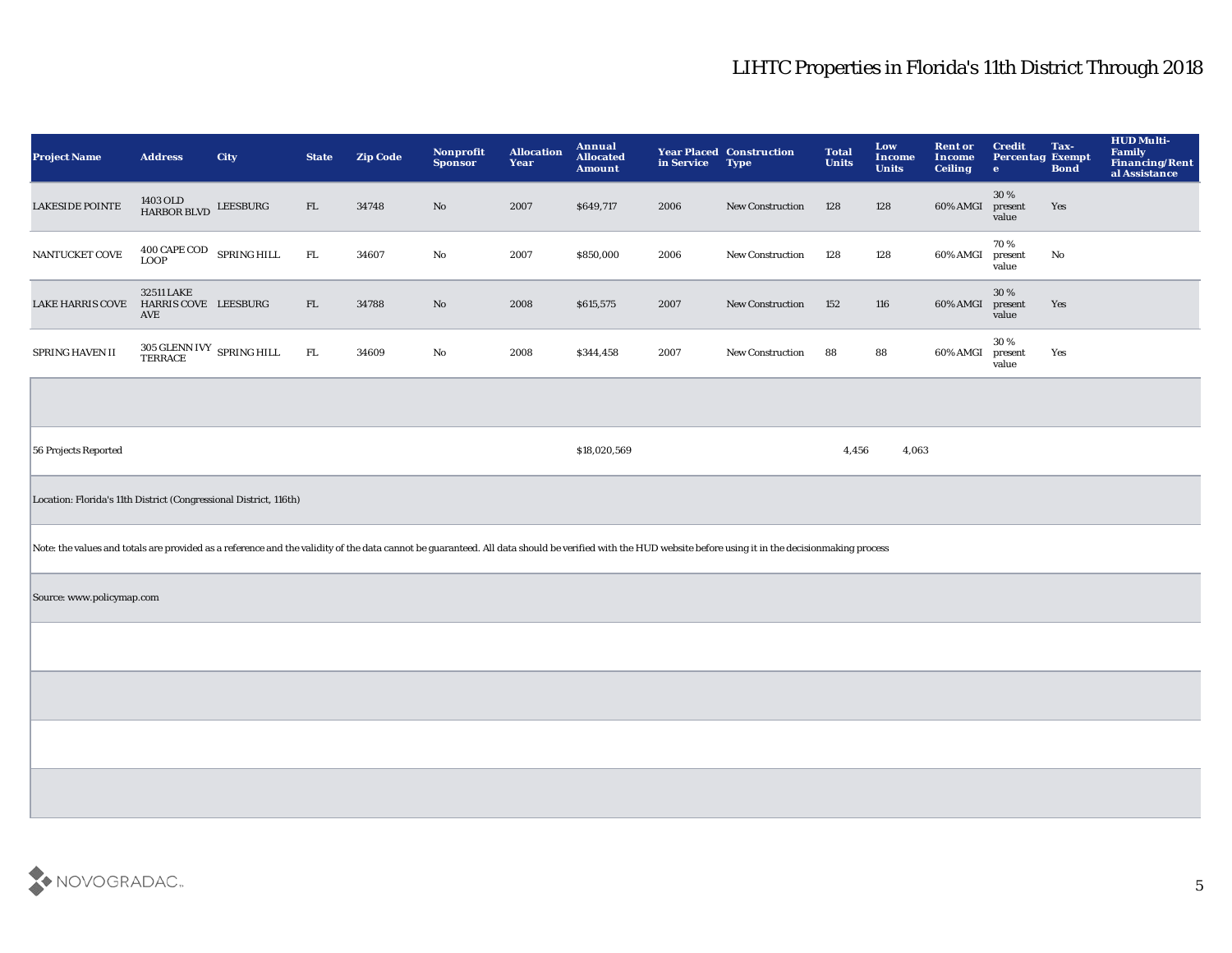# LIHTC Properties in Florida's 11th District Through 2018

| Project Name | Address | City | State | Zip Code | Nonprofit Sponsor | Allocation Year | Annual Allocated Amount | Year Placed in Service | Construction Type | Total Units | Low Income Units | Rent or Income Ceiling | Credit Percentage | Tax-Exempt Bond | HUD Multi-Family Financing/Rental Assistance |
|---|---|---|---|---|---|---|---|---|---|---|---|---|---|---|---|
| LAKESIDE POINTE | 1403 OLD HARBOR BLVD | LEESBURG | FL | 34748 | No | 2007 | $649,717 | 2006 | New Construction | 128 | 128 | 60% AMGI | 30 % present value | Yes | |
| NANTUCKET COVE | 400 CAPE COD LOOP | SPRING HILL | FL | 34607 | No | 2007 | $850,000 | 2006 | New Construction | 128 | 128 | 60% AMGI | 70 % present value | No | |
| LAKE HARRIS COVE | 32511 LAKE HARRIS COVE AVE | LEESBURG | FL | 34788 | No | 2008 | $615,575 | 2007 | New Construction | 152 | 116 | 60% AMGI | 30 % present value | Yes | |
| SPRING HAVEN II | 305 GLENN IVY TERRACE | SPRING HILL | FL | 34609 | No | 2008 | $344,458 | 2007 | New Construction | 88 | 88 | 60% AMGI | 30 % present value | Yes | |
| | | | | | | | | | | | | | | | |
| 56 Projects Reported | | | | | | | $18,020,569 | | | 4,456 | 4,063 | | | | |

Location: Florida's 11th District (Congressional District, 116th)

Note: the values and totals are provided as a reference and the validity of the data cannot be guaranteed. All data should be verified with the HUD website before using it in the decisionmaking process

Source: www.policymap.com